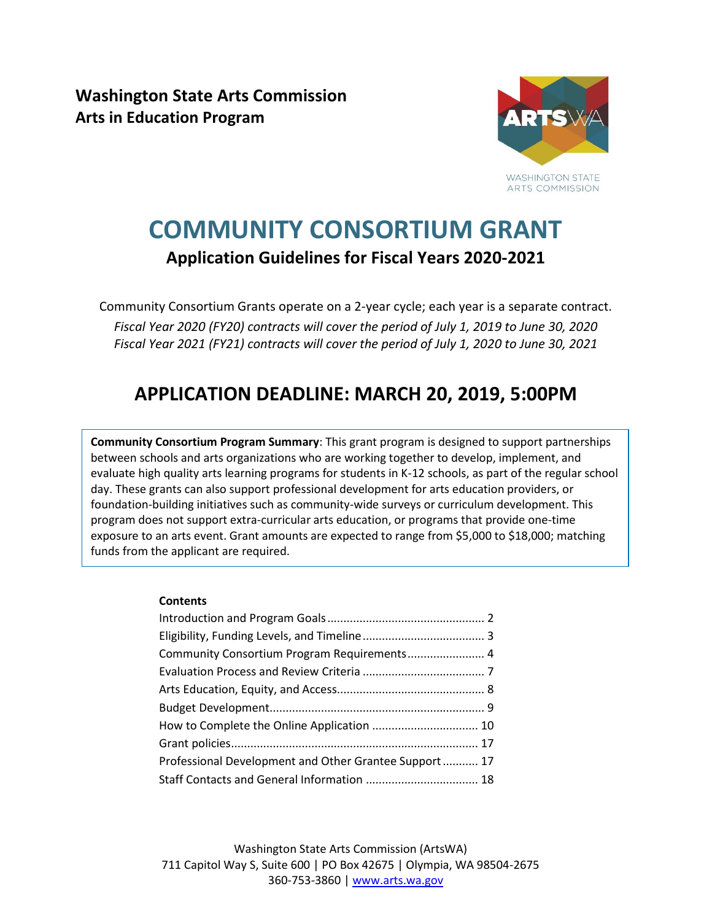**Washington State Arts Commission**
**Arts in Education Program**

# COMMUNITY CONSORTIUM GRANT

## Application Guidelines for Fiscal Years 2020-2021

Community Consortium Grants operate on a 2-year cycle; each year is a separate contract.

*Fiscal Year 2020 (FY20) contracts will cover the period of July 1, 2019 to June 30, 2020*
*Fiscal Year 2021 (FY21) contracts will cover the period of July 1, 2020 to June 30, 2021*

## APPLICATION DEADLINE: MARCH 20, 2019, 5:00PM

**Community Consortium Program Summary**: This grant program is designed to support partnerships between schools and arts organizations who are working together to develop, implement, and evaluate high quality arts learning programs for students in K-12 schools, as part of the regular school day. These grants can also support professional development for arts education providers, or foundation-building initiatives such as community-wide surveys or curriculum development. This program does not support extra-curricular arts education, or programs that provide one-time exposure to an arts event. Grant amounts are expected to range from $5,000 to $18,000; matching funds from the applicant are required.

**Contents**

- Introduction and Program Goals ........ 2
- Eligibility, Funding Levels, and Timeline ........ 3
- Community Consortium Program Requirements ........ 4
- Evaluation Process and Review Criteria ........ 7
- Arts Education, Equity, and Access ........ 8
- Budget Development ........ 9
- How to Complete the Online Application ........ 10
- Grant policies ........ 17
- Professional Development and Other Grantee Support ........ 17
- Staff Contacts and General Information ........ 18

Washington State Arts Commission (ArtsWA)
711 Capitol Way S, Suite 600 | PO Box 42675 | Olympia, WA 98504-2675
360-753-3860 | www.arts.wa.gov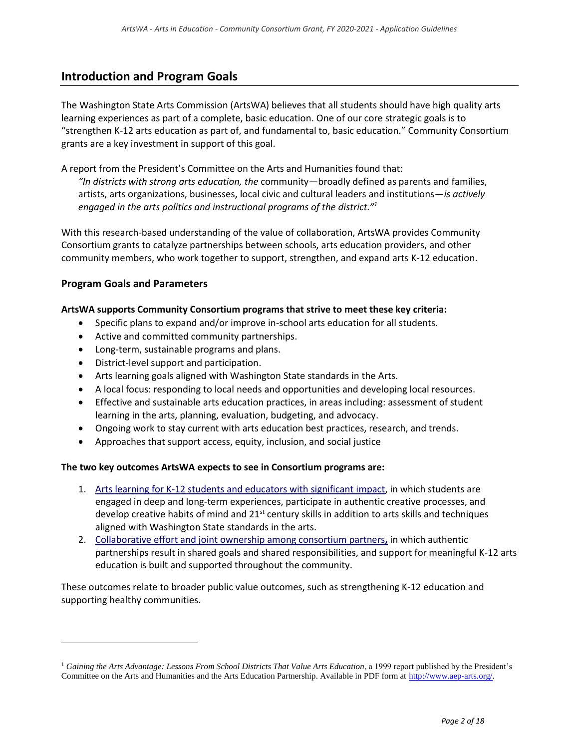## Introduction and Program Goals

The Washington State Arts Commission (ArtsWA) believes that all students should have high quality arts learning experiences as part of a complete, basic education. One of our core strategic goals is to "strengthen K-12 arts education as part of, and fundamental to, basic education." Community Consortium grants are a key investment in support of this goal.

A report from the President's Committee on the Arts and Humanities found that:

> *"In districts with strong arts education, the* community—broadly defined as parents and families, artists, arts organizations, businesses, local civic and cultural leaders and institutions—*is actively engaged in the arts politics and instructional programs of the district."*[1]

With this research-based understanding of the value of collaboration, ArtsWA provides Community Consortium grants to catalyze partnerships between schools, arts education providers, and other community members, who work together to support, strengthen, and expand arts K-12 education.

### Program Goals and Parameters

**ArtsWA supports Community Consortium programs that strive to meet these key criteria:**

- Specific plans to expand and/or improve in-school arts education for all students.
- Active and committed community partnerships.
- Long-term, sustainable programs and plans.
- District-level support and participation.
- Arts learning goals aligned with Washington State standards in the Arts.
- A local focus: responding to local needs and opportunities and developing local resources.
- Effective and sustainable arts education practices, in areas including: assessment of student learning in the arts, planning, evaluation, budgeting, and advocacy.
- Ongoing work to stay current with arts education best practices, research, and trends.
- Approaches that support access, equity, inclusion, and social justice

**The two key outcomes ArtsWA expects to see in Consortium programs are:**

1. Arts learning for K-12 students and educators with significant impact, in which students are engaged in deep and long-term experiences, participate in authentic creative processes, and develop creative habits of mind and 21st century skills in addition to arts skills and techniques aligned with Washington State standards in the arts.
2. Collaborative effort and joint ownership among consortium partners, in which authentic partnerships result in shared goals and shared responsibilities, and support for meaningful K-12 arts education is built and supported throughout the community.

These outcomes relate to broader public value outcomes, such as strengthening K-12 education and supporting healthy communities.

---

[1] *Gaining the Arts Advantage: Lessons From School Districts That Value Arts Education*, a 1999 report published by the President's Committee on the Arts and Humanities and the Arts Education Partnership. Available in PDF form at http://www.aep-arts.org/.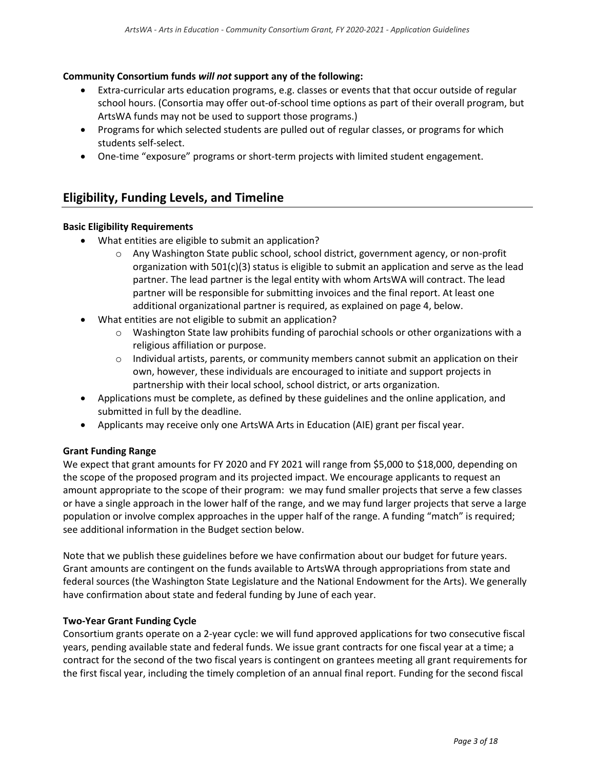**Community Consortium funds *will not* support any of the following:**

- Extra-curricular arts education programs, e.g. classes or events that that occur outside of regular school hours. (Consortia may offer out-of-school time options as part of their overall program, but ArtsWA funds may not be used to support those programs.)
- Programs for which selected students are pulled out of regular classes, or programs for which students self-select.
- One-time "exposure" programs or short-term projects with limited student engagement.

## Eligibility, Funding Levels, and Timeline

**Basic Eligibility Requirements**

- What entities are eligible to submit an application?
  - Any Washington State public school, school district, government agency, or non-profit organization with 501(c)(3) status is eligible to submit an application and serve as the lead partner. The lead partner is the legal entity with whom ArtsWA will contract. The lead partner will be responsible for submitting invoices and the final report. At least one additional organizational partner is required, as explained on page 4, below.
- What entities are not eligible to submit an application?
  - Washington State law prohibits funding of parochial schools or other organizations with a religious affiliation or purpose.
  - Individual artists, parents, or community members cannot submit an application on their own, however, these individuals are encouraged to initiate and support projects in partnership with their local school, school district, or arts organization.
- Applications must be complete, as defined by these guidelines and the online application, and submitted in full by the deadline.
- Applicants may receive only one ArtsWA Arts in Education (AIE) grant per fiscal year.

**Grant Funding Range**

We expect that grant amounts for FY 2020 and FY 2021 will range from $5,000 to $18,000, depending on the scope of the proposed program and its projected impact. We encourage applicants to request an amount appropriate to the scope of their program: we may fund smaller projects that serve a few classes or have a single approach in the lower half of the range, and we may fund larger projects that serve a large population or involve complex approaches in the upper half of the range. A funding "match" is required; see additional information in the Budget section below.

Note that we publish these guidelines before we have confirmation about our budget for future years. Grant amounts are contingent on the funds available to ArtsWA through appropriations from state and federal sources (the Washington State Legislature and the National Endowment for the Arts). We generally have confirmation about state and federal funding by June of each year.

**Two-Year Grant Funding Cycle**

Consortium grants operate on a 2-year cycle: we will fund approved applications for two consecutive fiscal years, pending available state and federal funds. We issue grant contracts for one fiscal year at a time; a contract for the second of the two fiscal years is contingent on grantees meeting all grant requirements for the first fiscal year, including the timely completion of an annual final report. Funding for the second fiscal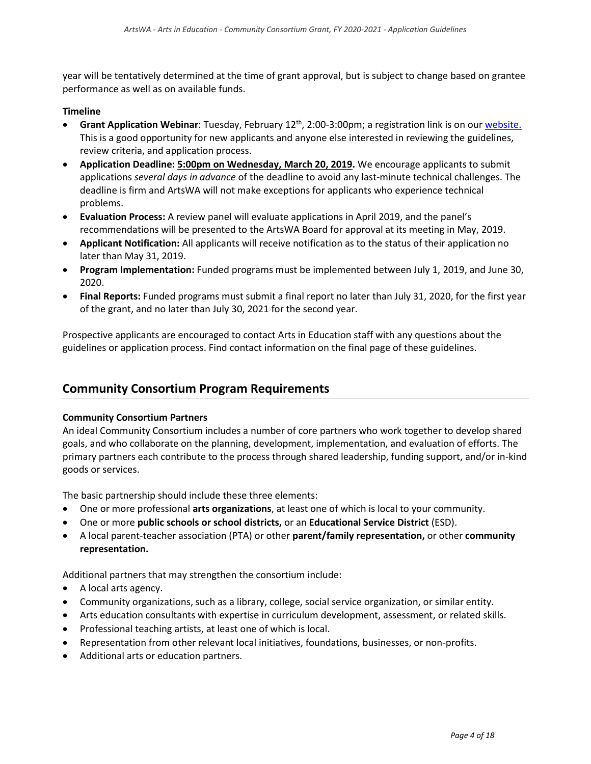year will be tentatively determined at the time of grant approval, but is subject to change based on grantee performance as well as on available funds.

**Timeline**

- **Grant Application Webinar**: Tuesday, February 12th, 2:00-3:00pm; a registration link is on our website. This is a good opportunity for new applicants and anyone else interested in reviewing the guidelines, review criteria, and application process.
- **Application Deadline: 5:00pm on Wednesday, March 20, 2019.** We encourage applicants to submit applications *several days in advance* of the deadline to avoid any last-minute technical challenges. The deadline is firm and ArtsWA will not make exceptions for applicants who experience technical problems.
- **Evaluation Process:** A review panel will evaluate applications in April 2019, and the panel's recommendations will be presented to the ArtsWA Board for approval at its meeting in May, 2019.
- **Applicant Notification:** All applicants will receive notification as to the status of their application no later than May 31, 2019.
- **Program Implementation:** Funded programs must be implemented between July 1, 2019, and June 30, 2020.
- **Final Reports:** Funded programs must submit a final report no later than July 31, 2020, for the first year of the grant, and no later than July 30, 2021 for the second year.

Prospective applicants are encouraged to contact Arts in Education staff with any questions about the guidelines or application process. Find contact information on the final page of these guidelines.

## Community Consortium Program Requirements

**Community Consortium Partners**

An ideal Community Consortium includes a number of core partners who work together to develop shared goals, and who collaborate on the planning, development, implementation, and evaluation of efforts. The primary partners each contribute to the process through shared leadership, funding support, and/or in-kind goods or services.

The basic partnership should include these three elements:

- One or more professional **arts organizations**, at least one of which is local to your community.
- One or more **public schools or school districts,** or an **Educational Service District** (ESD).
- A local parent-teacher association (PTA) or other **parent/family representation,** or other **community representation.**

Additional partners that may strengthen the consortium include:

- A local arts agency.
- Community organizations, such as a library, college, social service organization, or similar entity.
- Arts education consultants with expertise in curriculum development, assessment, or related skills.
- Professional teaching artists, at least one of which is local.
- Representation from other relevant local initiatives, foundations, businesses, or non-profits.
- Additional arts or education partners.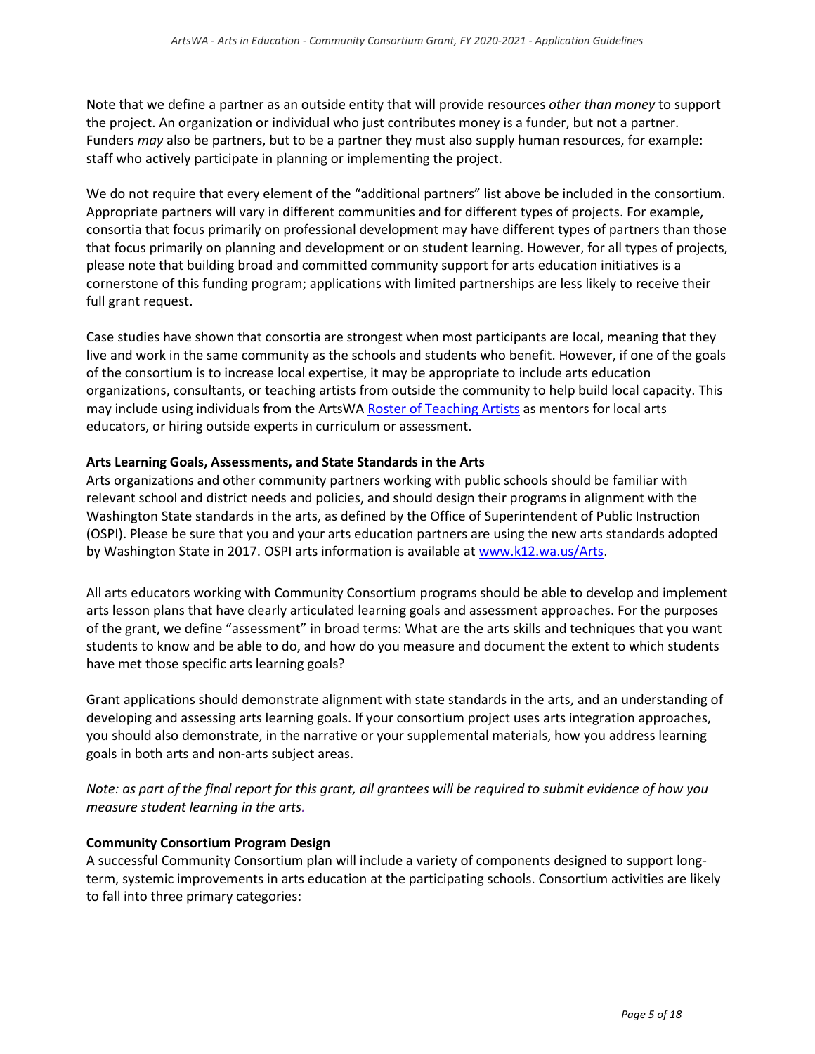Note that we define a partner as an outside entity that will provide resources *other than money* to support the project. An organization or individual who just contributes money is a funder, but not a partner. Funders *may* also be partners, but to be a partner they must also supply human resources, for example: staff who actively participate in planning or implementing the project.

We do not require that every element of the "additional partners" list above be included in the consortium. Appropriate partners will vary in different communities and for different types of projects. For example, consortia that focus primarily on professional development may have different types of partners than those that focus primarily on planning and development or on student learning. However, for all types of projects, please note that building broad and committed community support for arts education initiatives is a cornerstone of this funding program; applications with limited partnerships are less likely to receive their full grant request.

Case studies have shown that consortia are strongest when most participants are local, meaning that they live and work in the same community as the schools and students who benefit. However, if one of the goals of the consortium is to increase local expertise, it may be appropriate to include arts education organizations, consultants, or teaching artists from outside the community to help build local capacity. This may include using individuals from the ArtsWA Roster of Teaching Artists as mentors for local arts educators, or hiring outside experts in curriculum or assessment.

**Arts Learning Goals, Assessments, and State Standards in the Arts**

Arts organizations and other community partners working with public schools should be familiar with relevant school and district needs and policies, and should design their programs in alignment with the Washington State standards in the arts, as defined by the Office of Superintendent of Public Instruction (OSPI). Please be sure that you and your arts education partners are using the new arts standards adopted by Washington State in 2017. OSPI arts information is available at www.k12.wa.us/Arts.

All arts educators working with Community Consortium programs should be able to develop and implement arts lesson plans that have clearly articulated learning goals and assessment approaches. For the purposes of the grant, we define "assessment" in broad terms: What are the arts skills and techniques that you want students to know and be able to do, and how do you measure and document the extent to which students have met those specific arts learning goals?

Grant applications should demonstrate alignment with state standards in the arts, and an understanding of developing and assessing arts learning goals. If your consortium project uses arts integration approaches, you should also demonstrate, in the narrative or your supplemental materials, how you address learning goals in both arts and non-arts subject areas.

*Note: as part of the final report for this grant, all grantees will be required to submit evidence of how you measure student learning in the arts.*

**Community Consortium Program Design**

A successful Community Consortium plan will include a variety of components designed to support long-term, systemic improvements in arts education at the participating schools. Consortium activities are likely to fall into three primary categories: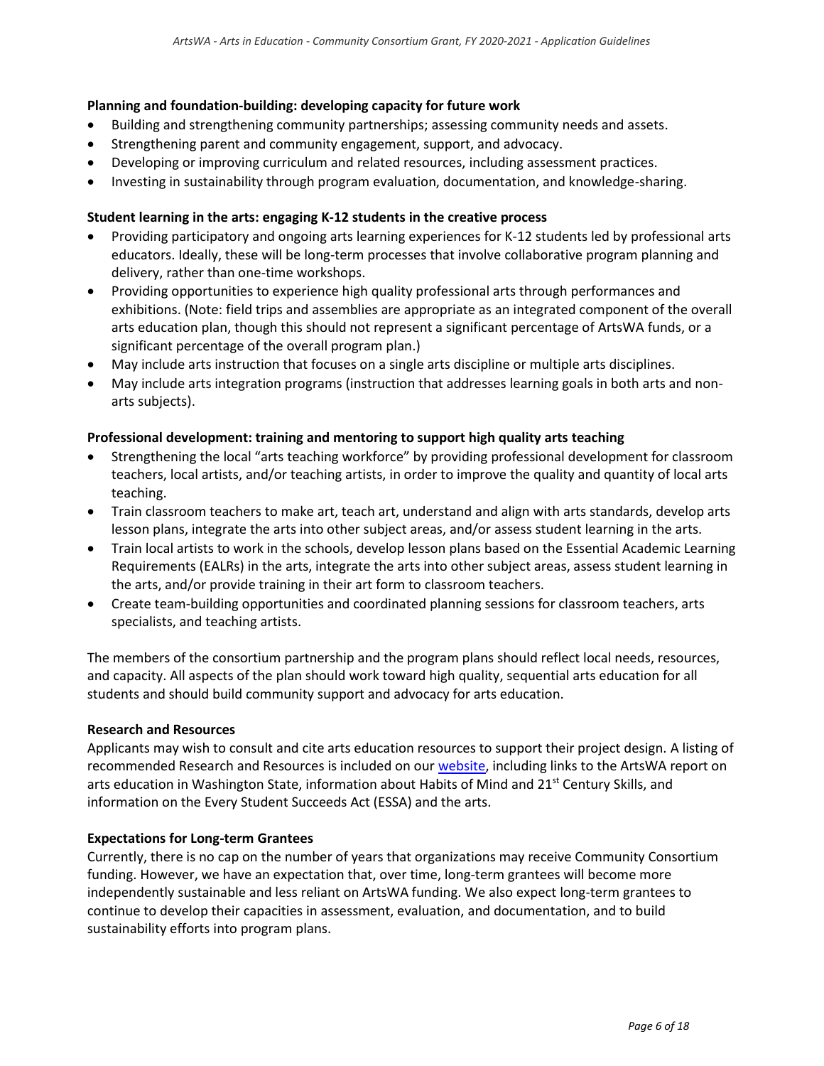**Planning and foundation-building: developing capacity for future work**

- Building and strengthening community partnerships; assessing community needs and assets.
- Strengthening parent and community engagement, support, and advocacy.
- Developing or improving curriculum and related resources, including assessment practices.
- Investing in sustainability through program evaluation, documentation, and knowledge-sharing.

**Student learning in the arts: engaging K-12 students in the creative process**

- Providing participatory and ongoing arts learning experiences for K-12 students led by professional arts educators. Ideally, these will be long-term processes that involve collaborative program planning and delivery, rather than one-time workshops.
- Providing opportunities to experience high quality professional arts through performances and exhibitions. (Note: field trips and assemblies are appropriate as an integrated component of the overall arts education plan, though this should not represent a significant percentage of ArtsWA funds, or a significant percentage of the overall program plan.)
- May include arts instruction that focuses on a single arts discipline or multiple arts disciplines.
- May include arts integration programs (instruction that addresses learning goals in both arts and non-arts subjects).

**Professional development: training and mentoring to support high quality arts teaching**

- Strengthening the local "arts teaching workforce" by providing professional development for classroom teachers, local artists, and/or teaching artists, in order to improve the quality and quantity of local arts teaching.
- Train classroom teachers to make art, teach art, understand and align with arts standards, develop arts lesson plans, integrate the arts into other subject areas, and/or assess student learning in the arts.
- Train local artists to work in the schools, develop lesson plans based on the Essential Academic Learning Requirements (EALRs) in the arts, integrate the arts into other subject areas, assess student learning in the arts, and/or provide training in their art form to classroom teachers.
- Create team-building opportunities and coordinated planning sessions for classroom teachers, arts specialists, and teaching artists.

The members of the consortium partnership and the program plans should reflect local needs, resources, and capacity. All aspects of the plan should work toward high quality, sequential arts education for all students and should build community support and advocacy for arts education.

**Research and Resources**

Applicants may wish to consult and cite arts education resources to support their project design. A listing of recommended Research and Resources is included on our website, including links to the ArtsWA report on arts education in Washington State, information about Habits of Mind and 21st Century Skills, and information on the Every Student Succeeds Act (ESSA) and the arts.

**Expectations for Long-term Grantees**

Currently, there is no cap on the number of years that organizations may receive Community Consortium funding. However, we have an expectation that, over time, long-term grantees will become more independently sustainable and less reliant on ArtsWA funding. We also expect long-term grantees to continue to develop their capacities in assessment, evaluation, and documentation, and to build sustainability efforts into program plans.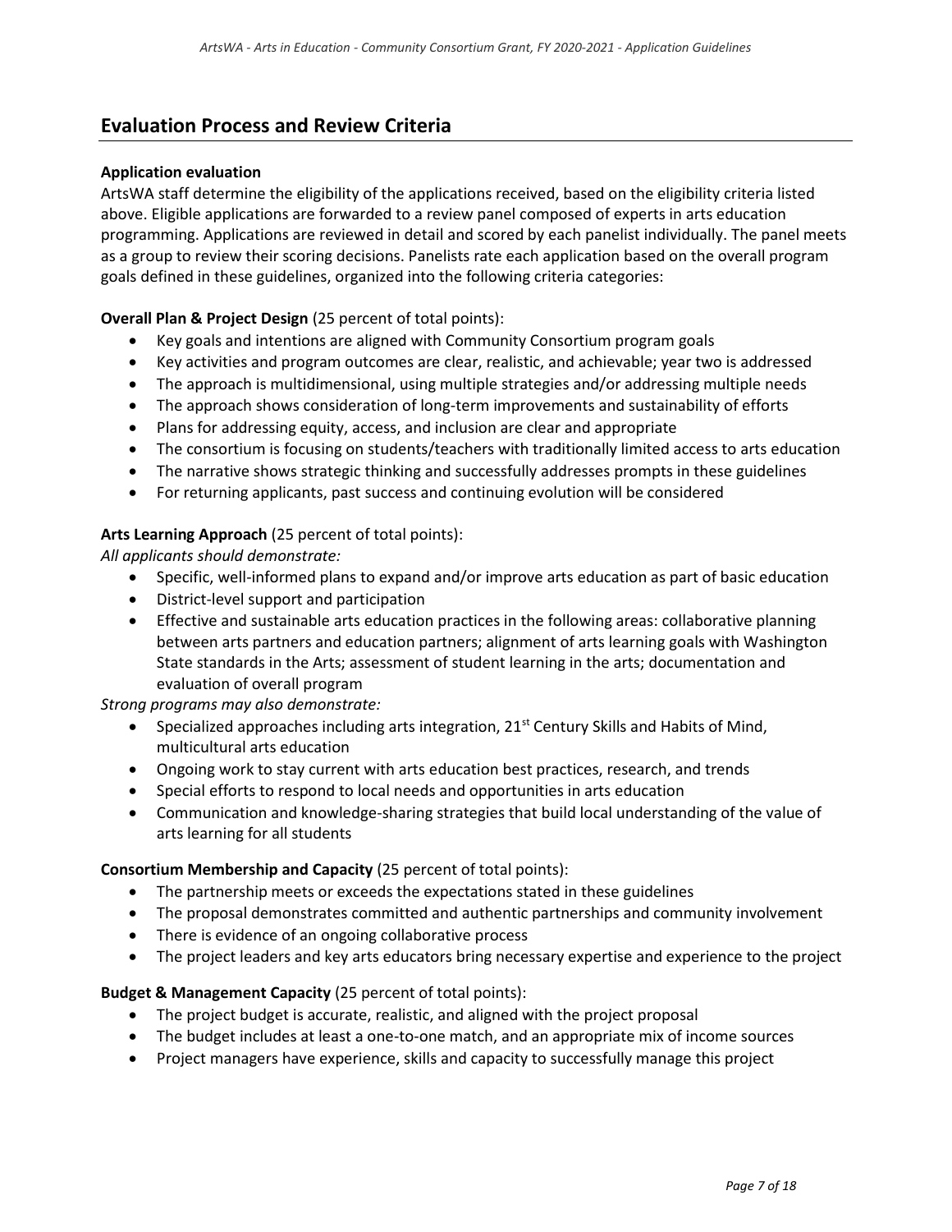## Evaluation Process and Review Criteria

**Application evaluation**

ArtsWA staff determine the eligibility of the applications received, based on the eligibility criteria listed above. Eligible applications are forwarded to a review panel composed of experts in arts education programming. Applications are reviewed in detail and scored by each panelist individually. The panel meets as a group to review their scoring decisions. Panelists rate each application based on the overall program goals defined in these guidelines, organized into the following criteria categories:

**Overall Plan & Project Design** (25 percent of total points):

- Key goals and intentions are aligned with Community Consortium program goals
- Key activities and program outcomes are clear, realistic, and achievable; year two is addressed
- The approach is multidimensional, using multiple strategies and/or addressing multiple needs
- The approach shows consideration of long-term improvements and sustainability of efforts
- Plans for addressing equity, access, and inclusion are clear and appropriate
- The consortium is focusing on students/teachers with traditionally limited access to arts education
- The narrative shows strategic thinking and successfully addresses prompts in these guidelines
- For returning applicants, past success and continuing evolution will be considered

**Arts Learning Approach** (25 percent of total points):

*All applicants should demonstrate:*

- Specific, well-informed plans to expand and/or improve arts education as part of basic education
- District-level support and participation
- Effective and sustainable arts education practices in the following areas: collaborative planning between arts partners and education partners; alignment of arts learning goals with Washington State standards in the Arts; assessment of student learning in the arts; documentation and evaluation of overall program

*Strong programs may also demonstrate:*

- Specialized approaches including arts integration, 21st Century Skills and Habits of Mind, multicultural arts education
- Ongoing work to stay current with arts education best practices, research, and trends
- Special efforts to respond to local needs and opportunities in arts education
- Communication and knowledge-sharing strategies that build local understanding of the value of arts learning for all students

**Consortium Membership and Capacity** (25 percent of total points):

- The partnership meets or exceeds the expectations stated in these guidelines
- The proposal demonstrates committed and authentic partnerships and community involvement
- There is evidence of an ongoing collaborative process
- The project leaders and key arts educators bring necessary expertise and experience to the project

**Budget & Management Capacity** (25 percent of total points):

- The project budget is accurate, realistic, and aligned with the project proposal
- The budget includes at least a one-to-one match, and an appropriate mix of income sources
- Project managers have experience, skills and capacity to successfully manage this project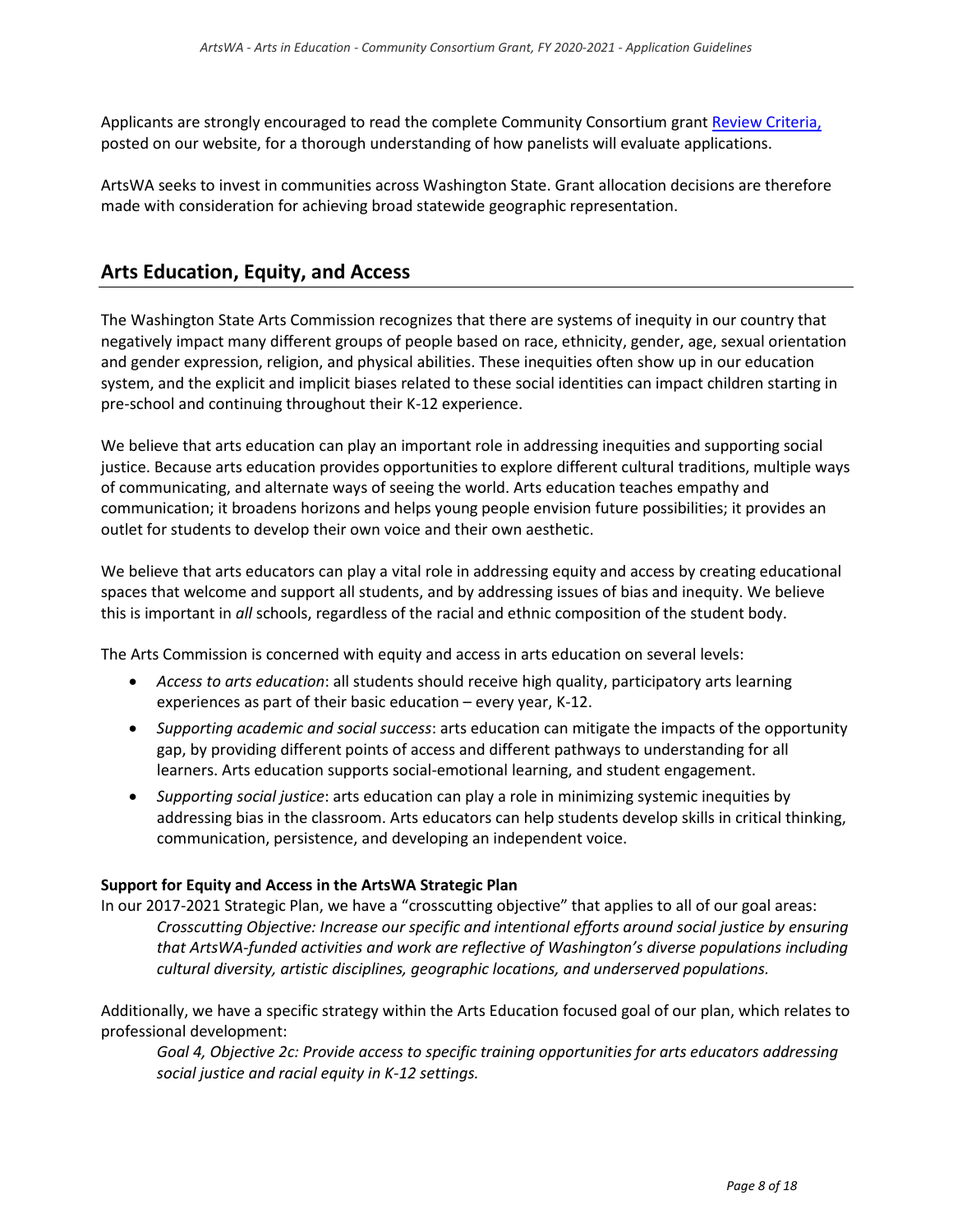Applicants are strongly encouraged to read the complete Community Consortium grant [Review Criteria,](Review Criteria) posted on our website, for a thorough understanding of how panelists will evaluate applications.

ArtsWA seeks to invest in communities across Washington State. Grant allocation decisions are therefore made with consideration for achieving broad statewide geographic representation.

## Arts Education, Equity, and Access

The Washington State Arts Commission recognizes that there are systems of inequity in our country that negatively impact many different groups of people based on race, ethnicity, gender, age, sexual orientation and gender expression, religion, and physical abilities. These inequities often show up in our education system, and the explicit and implicit biases related to these social identities can impact children starting in pre-school and continuing throughout their K-12 experience.

We believe that arts education can play an important role in addressing inequities and supporting social justice. Because arts education provides opportunities to explore different cultural traditions, multiple ways of communicating, and alternate ways of seeing the world. Arts education teaches empathy and communication; it broadens horizons and helps young people envision future possibilities; it provides an outlet for students to develop their own voice and their own aesthetic.

We believe that arts educators can play a vital role in addressing equity and access by creating educational spaces that welcome and support all students, and by addressing issues of bias and inequity. We believe this is important in *all* schools, regardless of the racial and ethnic composition of the student body.

The Arts Commission is concerned with equity and access in arts education on several levels:

- *Access to arts education*: all students should receive high quality, participatory arts learning experiences as part of their basic education – every year, K-12.
- *Supporting academic and social success*: arts education can mitigate the impacts of the opportunity gap, by providing different points of access and different pathways to understanding for all learners. Arts education supports social-emotional learning, and student engagement.
- *Supporting social justice*: arts education can play a role in minimizing systemic inequities by addressing bias in the classroom. Arts educators can help students develop skills in critical thinking, communication, persistence, and developing an independent voice.

**Support for Equity and Access in the ArtsWA Strategic Plan**

In our 2017-2021 Strategic Plan, we have a "crosscutting objective" that applies to all of our goal areas:

> *Crosscutting Objective: Increase our specific and intentional efforts around social justice by ensuring that ArtsWA-funded activities and work are reflective of Washington's diverse populations including cultural diversity, artistic disciplines, geographic locations, and underserved populations.*

Additionally, we have a specific strategy within the Arts Education focused goal of our plan, which relates to professional development:

> *Goal 4, Objective 2c: Provide access to specific training opportunities for arts educators addressing social justice and racial equity in K-12 settings.*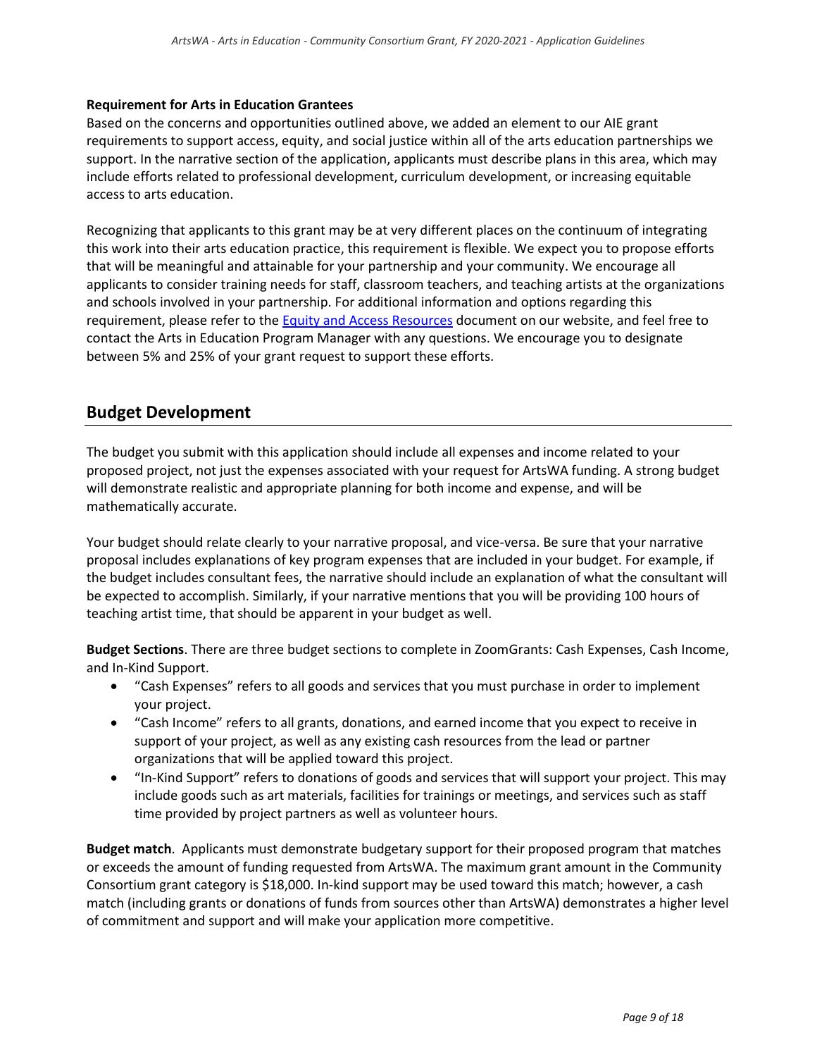**Requirement for Arts in Education Grantees**

Based on the concerns and opportunities outlined above, we added an element to our AIE grant requirements to support access, equity, and social justice within all of the arts education partnerships we support. In the narrative section of the application, applicants must describe plans in this area, which may include efforts related to professional development, curriculum development, or increasing equitable access to arts education.

Recognizing that applicants to this grant may be at very different places on the continuum of integrating this work into their arts education practice, this requirement is flexible. We expect you to propose efforts that will be meaningful and attainable for your partnership and your community. We encourage all applicants to consider training needs for staff, classroom teachers, and teaching artists at the organizations and schools involved in your partnership. For additional information and options regarding this requirement, please refer to the Equity and Access Resources document on our website, and feel free to contact the Arts in Education Program Manager with any questions. We encourage you to designate between 5% and 25% of your grant request to support these efforts.

## Budget Development

The budget you submit with this application should include all expenses and income related to your proposed project, not just the expenses associated with your request for ArtsWA funding. A strong budget will demonstrate realistic and appropriate planning for both income and expense, and will be mathematically accurate.

Your budget should relate clearly to your narrative proposal, and vice-versa. Be sure that your narrative proposal includes explanations of key program expenses that are included in your budget. For example, if the budget includes consultant fees, the narrative should include an explanation of what the consultant will be expected to accomplish. Similarly, if your narrative mentions that you will be providing 100 hours of teaching artist time, that should be apparent in your budget as well.

**Budget Sections**. There are three budget sections to complete in ZoomGrants: Cash Expenses, Cash Income, and In-Kind Support.

- "Cash Expenses" refers to all goods and services that you must purchase in order to implement your project.
- "Cash Income" refers to all grants, donations, and earned income that you expect to receive in support of your project, as well as any existing cash resources from the lead or partner organizations that will be applied toward this project.
- "In-Kind Support" refers to donations of goods and services that will support your project. This may include goods such as art materials, facilities for trainings or meetings, and services such as staff time provided by project partners as well as volunteer hours.

**Budget match**. Applicants must demonstrate budgetary support for their proposed program that matches or exceeds the amount of funding requested from ArtsWA. The maximum grant amount in the Community Consortium grant category is $18,000. In-kind support may be used toward this match; however, a cash match (including grants or donations of funds from sources other than ArtsWA) demonstrates a higher level of commitment and support and will make your application more competitive.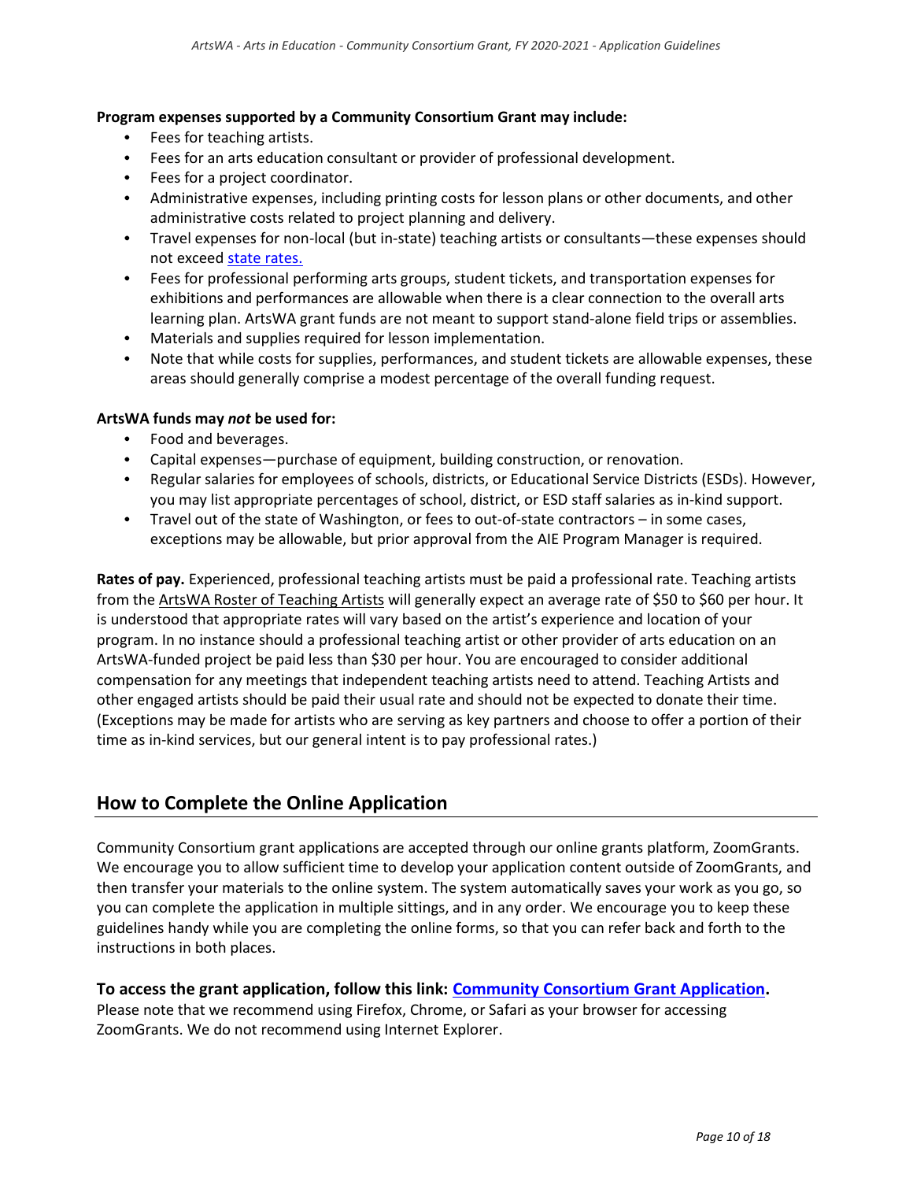**Program expenses supported by a Community Consortium Grant may include:**

- Fees for teaching artists.
- Fees for an arts education consultant or provider of professional development.
- Fees for a project coordinator.
- Administrative expenses, including printing costs for lesson plans or other documents, and other administrative costs related to project planning and delivery.
- Travel expenses for non-local (but in-state) teaching artists or consultants—these expenses should not exceed state rates.
- Fees for professional performing arts groups, student tickets, and transportation expenses for exhibitions and performances are allowable when there is a clear connection to the overall arts learning plan. ArtsWA grant funds are not meant to support stand-alone field trips or assemblies.
- Materials and supplies required for lesson implementation.
- Note that while costs for supplies, performances, and student tickets are allowable expenses, these areas should generally comprise a modest percentage of the overall funding request.

**ArtsWA funds may *not* be used for:**

- Food and beverages.
- Capital expenses—purchase of equipment, building construction, or renovation.
- Regular salaries for employees of schools, districts, or Educational Service Districts (ESDs). However, you may list appropriate percentages of school, district, or ESD staff salaries as in-kind support.
- Travel out of the state of Washington, or fees to out-of-state contractors – in some cases, exceptions may be allowable, but prior approval from the AIE Program Manager is required.

**Rates of pay.** Experienced, professional teaching artists must be paid a professional rate. Teaching artists from the ArtsWA Roster of Teaching Artists will generally expect an average rate of $50 to $60 per hour. It is understood that appropriate rates will vary based on the artist's experience and location of your program. In no instance should a professional teaching artist or other provider of arts education on an ArtsWA-funded project be paid less than $30 per hour. You are encouraged to consider additional compensation for any meetings that independent teaching artists need to attend. Teaching Artists and other engaged artists should be paid their usual rate and should not be expected to donate their time. (Exceptions may be made for artists who are serving as key partners and choose to offer a portion of their time as in-kind services, but our general intent is to pay professional rates.)

## How to Complete the Online Application

Community Consortium grant applications are accepted through our online grants platform, ZoomGrants. We encourage you to allow sufficient time to develop your application content outside of ZoomGrants, and then transfer your materials to the online system. The system automatically saves your work as you go, so you can complete the application in multiple sittings, and in any order. We encourage you to keep these guidelines handy while you are completing the online forms, so that you can refer back and forth to the instructions in both places.

**To access the grant application, follow this link: Community Consortium Grant Application.**

Please note that we recommend using Firefox, Chrome, or Safari as your browser for accessing ZoomGrants. We do not recommend using Internet Explorer.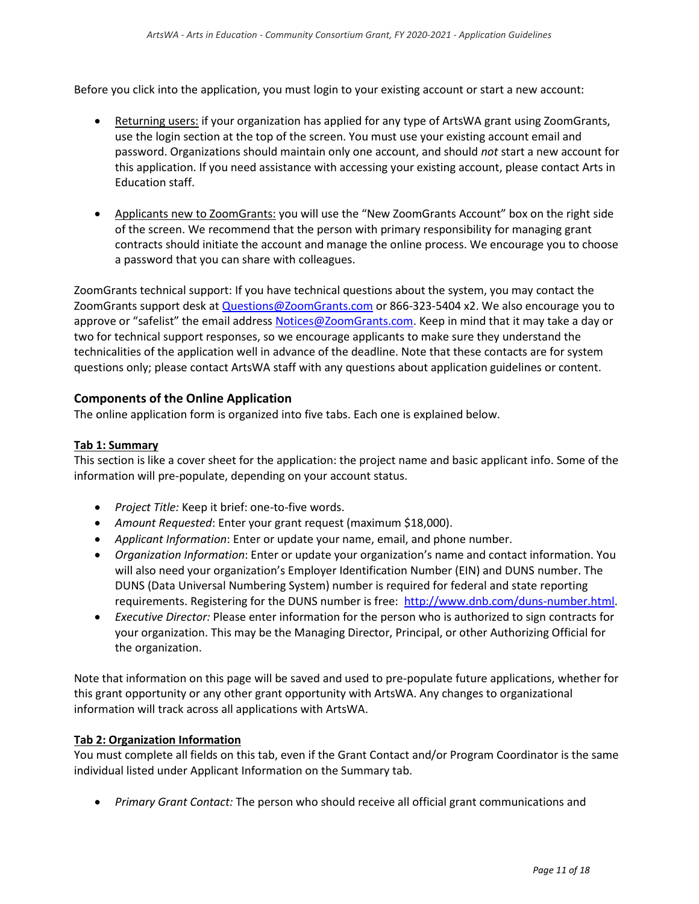Before you click into the application, you must login to your existing account or start a new account:

- Returning users: if your organization has applied for any type of ArtsWA grant using ZoomGrants, use the login section at the top of the screen. You must use your existing account email and password. Organizations should maintain only one account, and should *not* start a new account for this application. If you need assistance with accessing your existing account, please contact Arts in Education staff.

- Applicants new to ZoomGrants: you will use the "New ZoomGrants Account" box on the right side of the screen. We recommend that the person with primary responsibility for managing grant contracts should initiate the account and manage the online process. We encourage you to choose a password that you can share with colleagues.

ZoomGrants technical support: If you have technical questions about the system, you may contact the ZoomGrants support desk at Questions@ZoomGrants.com or 866-323-5404 x2. We also encourage you to approve or "safelist" the email address Notices@ZoomGrants.com. Keep in mind that it may take a day or two for technical support responses, so we encourage applicants to make sure they understand the technicalities of the application well in advance of the deadline. Note that these contacts are for system questions only; please contact ArtsWA staff with any questions about application guidelines or content.

### Components of the Online Application

The online application form is organized into five tabs. Each one is explained below.

#### Tab 1: Summary

This section is like a cover sheet for the application: the project name and basic applicant info. Some of the information will pre-populate, depending on your account status.

- *Project Title:* Keep it brief: one-to-five words.
- *Amount Requested*: Enter your grant request (maximum $18,000).
- *Applicant Information*: Enter or update your name, email, and phone number.
- *Organization Information*: Enter or update your organization's name and contact information. You will also need your organization's Employer Identification Number (EIN) and DUNS number. The DUNS (Data Universal Numbering System) number is required for federal and state reporting requirements. Registering for the DUNS number is free: http://www.dnb.com/duns-number.html.
- *Executive Director:* Please enter information for the person who is authorized to sign contracts for your organization. This may be the Managing Director, Principal, or other Authorizing Official for the organization.

Note that information on this page will be saved and used to pre-populate future applications, whether for this grant opportunity or any other grant opportunity with ArtsWA. Any changes to organizational information will track across all applications with ArtsWA.

#### Tab 2: Organization Information

You must complete all fields on this tab, even if the Grant Contact and/or Program Coordinator is the same individual listed under Applicant Information on the Summary tab.

- *Primary Grant Contact:* The person who should receive all official grant communications and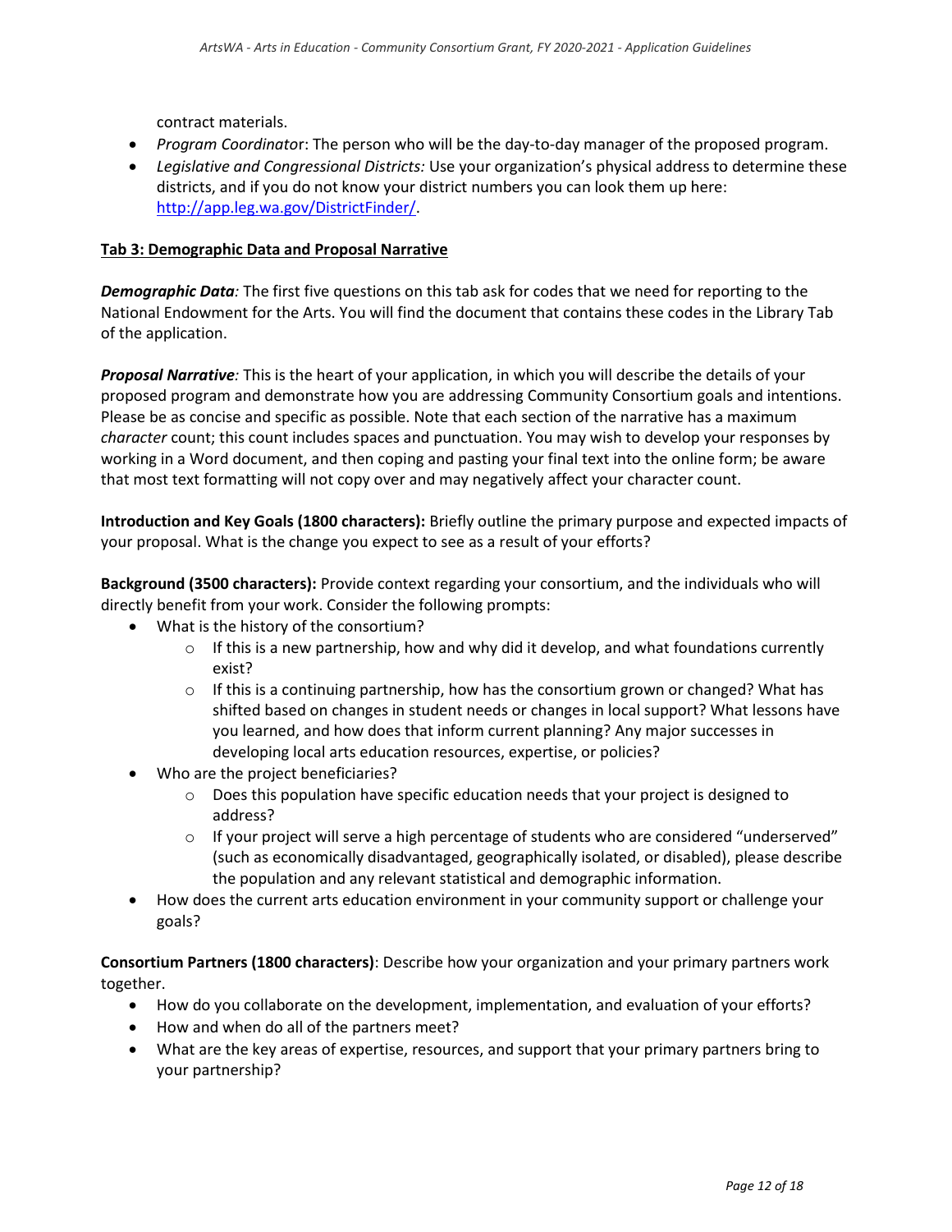contract materials.

- *Program Coordinator*: The person who will be the day-to-day manager of the proposed program.
- *Legislative and Congressional Districts:* Use your organization's physical address to determine these districts, and if you do not know your district numbers you can look them up here: http://app.leg.wa.gov/DistrictFinder/.

## Tab 3: Demographic Data and Proposal Narrative

***Demographic Data****:* The first five questions on this tab ask for codes that we need for reporting to the National Endowment for the Arts. You will find the document that contains these codes in the Library Tab of the application.

***Proposal Narrative****:* This is the heart of your application, in which you will describe the details of your proposed program and demonstrate how you are addressing Community Consortium goals and intentions. Please be as concise and specific as possible. Note that each section of the narrative has a maximum *character* count; this count includes spaces and punctuation. You may wish to develop your responses by working in a Word document, and then coping and pasting your final text into the online form; be aware that most text formatting will not copy over and may negatively affect your character count.

**Introduction and Key Goals (1800 characters):** Briefly outline the primary purpose and expected impacts of your proposal. What is the change you expect to see as a result of your efforts?

**Background (3500 characters):** Provide context regarding your consortium, and the individuals who will directly benefit from your work. Consider the following prompts:

- What is the history of the consortium?
  - If this is a new partnership, how and why did it develop, and what foundations currently exist?
  - If this is a continuing partnership, how has the consortium grown or changed? What has shifted based on changes in student needs or changes in local support? What lessons have you learned, and how does that inform current planning? Any major successes in developing local arts education resources, expertise, or policies?
- Who are the project beneficiaries?
  - Does this population have specific education needs that your project is designed to address?
  - If your project will serve a high percentage of students who are considered "underserved" (such as economically disadvantaged, geographically isolated, or disabled), please describe the population and any relevant statistical and demographic information.
- How does the current arts education environment in your community support or challenge your goals?

**Consortium Partners (1800 characters)**: Describe how your organization and your primary partners work together.

- How do you collaborate on the development, implementation, and evaluation of your efforts?
- How and when do all of the partners meet?
- What are the key areas of expertise, resources, and support that your primary partners bring to your partnership?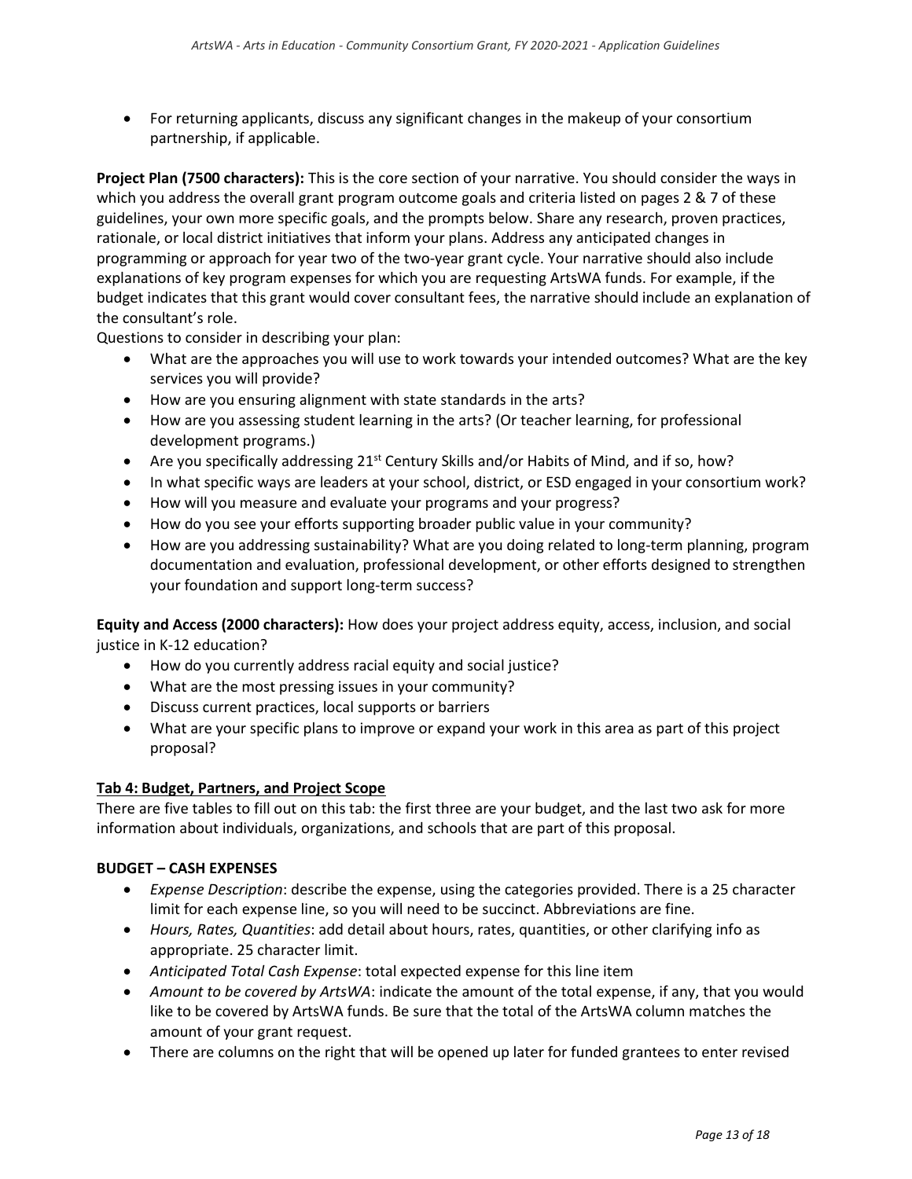- For returning applicants, discuss any significant changes in the makeup of your consortium partnership, if applicable.

**Project Plan (7500 characters):** This is the core section of your narrative. You should consider the ways in which you address the overall grant program outcome goals and criteria listed on pages 2 & 7 of these guidelines, your own more specific goals, and the prompts below. Share any research, proven practices, rationale, or local district initiatives that inform your plans. Address any anticipated changes in programming or approach for year two of the two-year grant cycle. Your narrative should also include explanations of key program expenses for which you are requesting ArtsWA funds. For example, if the budget indicates that this grant would cover consultant fees, the narrative should include an explanation of the consultant's role.

Questions to consider in describing your plan:

- What are the approaches you will use to work towards your intended outcomes? What are the key services you will provide?
- How are you ensuring alignment with state standards in the arts?
- How are you assessing student learning in the arts? (Or teacher learning, for professional development programs.)
- Are you specifically addressing 21st Century Skills and/or Habits of Mind, and if so, how?
- In what specific ways are leaders at your school, district, or ESD engaged in your consortium work?
- How will you measure and evaluate your programs and your progress?
- How do you see your efforts supporting broader public value in your community?
- How are you addressing sustainability? What are you doing related to long-term planning, program documentation and evaluation, professional development, or other efforts designed to strengthen your foundation and support long-term success?

**Equity and Access (2000 characters):** How does your project address equity, access, inclusion, and social justice in K-12 education?

- How do you currently address racial equity and social justice?
- What are the most pressing issues in your community?
- Discuss current practices, local supports or barriers
- What are your specific plans to improve or expand your work in this area as part of this project proposal?

## Tab 4: Budget, Partners, and Project Scope

There are five tables to fill out on this tab: the first three are your budget, and the last two ask for more information about individuals, organizations, and schools that are part of this proposal.

### BUDGET – CASH EXPENSES

- *Expense Description*: describe the expense, using the categories provided. There is a 25 character limit for each expense line, so you will need to be succinct. Abbreviations are fine.
- *Hours, Rates, Quantities*: add detail about hours, rates, quantities, or other clarifying info as appropriate. 25 character limit.
- *Anticipated Total Cash Expense*: total expected expense for this line item
- *Amount to be covered by ArtsWA*: indicate the amount of the total expense, if any, that you would like to be covered by ArtsWA funds. Be sure that the total of the ArtsWA column matches the amount of your grant request.
- There are columns on the right that will be opened up later for funded grantees to enter revised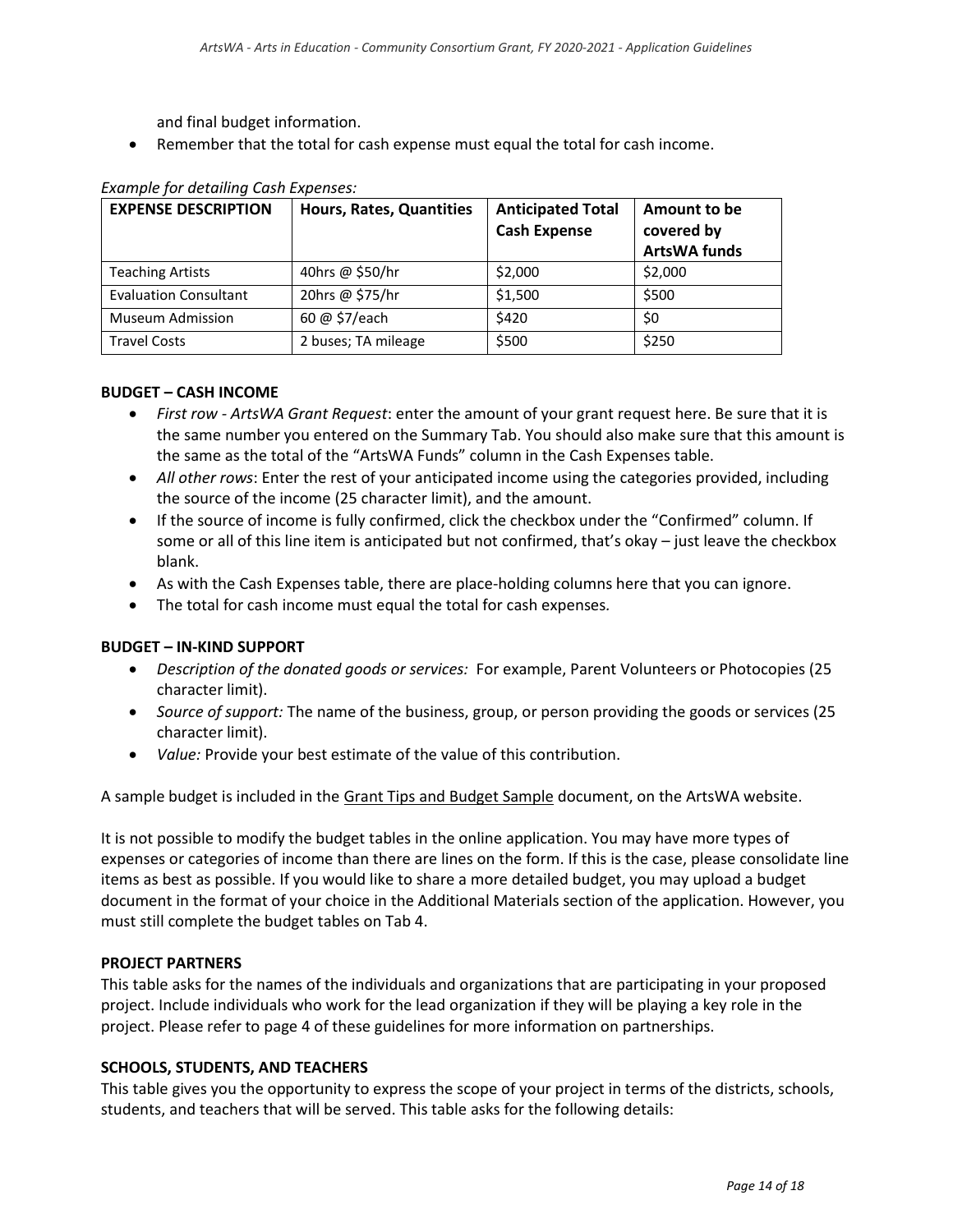and final budget information.

- Remember that the total for cash expense must equal the total for cash income.

*Example for detailing Cash Expenses:*

| EXPENSE DESCRIPTION | Hours, Rates, Quantities | Anticipated Total Cash Expense | Amount to be covered by ArtsWA funds |
|---|---|---|---|
| Teaching Artists | 40hrs @ $50/hr | $2,000 | $2,000 |
| Evaluation Consultant | 20hrs @ $75/hr | $1,500 | $500 |
| Museum Admission | 60 @ $7/each | $420 | $0 |
| Travel Costs | 2 buses; TA mileage | $500 | $250 |

**BUDGET – CASH INCOME**

- *First row - ArtsWA Grant Request*: enter the amount of your grant request here. Be sure that it is the same number you entered on the Summary Tab. You should also make sure that this amount is the same as the total of the "ArtsWA Funds" column in the Cash Expenses table.
- *All other rows*: Enter the rest of your anticipated income using the categories provided, including the source of the income (25 character limit), and the amount.
- If the source of income is fully confirmed, click the checkbox under the "Confirmed" column. If some or all of this line item is anticipated but not confirmed, that's okay – just leave the checkbox blank.
- As with the Cash Expenses table, there are place-holding columns here that you can ignore.
- The total for cash income must equal the total for cash expenses.

**BUDGET – IN-KIND SUPPORT**

- *Description of the donated goods or services:* For example, Parent Volunteers or Photocopies (25 character limit).
- *Source of support:* The name of the business, group, or person providing the goods or services (25 character limit).
- *Value:* Provide your best estimate of the value of this contribution.

A sample budget is included in the Grant Tips and Budget Sample document, on the ArtsWA website.

It is not possible to modify the budget tables in the online application. You may have more types of expenses or categories of income than there are lines on the form. If this is the case, please consolidate line items as best as possible. If you would like to share a more detailed budget, you may upload a budget document in the format of your choice in the Additional Materials section of the application. However, you must still complete the budget tables on Tab 4.

**PROJECT PARTNERS**

This table asks for the names of the individuals and organizations that are participating in your proposed project. Include individuals who work for the lead organization if they will be playing a key role in the project. Please refer to page 4 of these guidelines for more information on partnerships.

**SCHOOLS, STUDENTS, AND TEACHERS**

This table gives you the opportunity to express the scope of your project in terms of the districts, schools, students, and teachers that will be served. This table asks for the following details: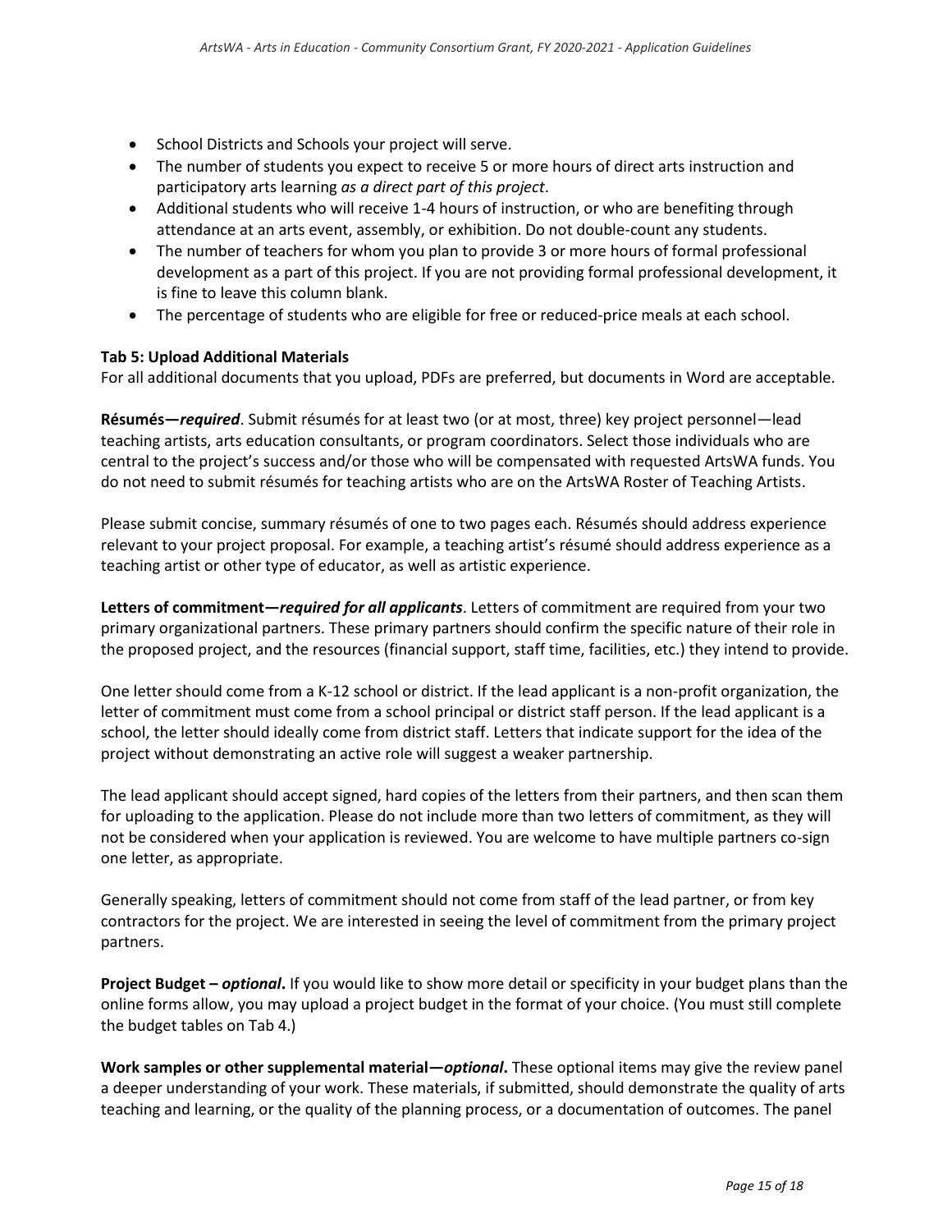- School Districts and Schools your project will serve.
- The number of students you expect to receive 5 or more hours of direct arts instruction and participatory arts learning *as a direct part of this project*.
- Additional students who will receive 1-4 hours of instruction, or who are benefiting through attendance at an arts event, assembly, or exhibition. Do not double-count any students.
- The number of teachers for whom you plan to provide 3 or more hours of formal professional development as a part of this project. If you are not providing formal professional development, it is fine to leave this column blank.
- The percentage of students who are eligible for free or reduced-price meals at each school.

**Tab 5: Upload Additional Materials**

For all additional documents that you upload, PDFs are preferred, but documents in Word are acceptable.

**Résumés—*required***. Submit résumés for at least two (or at most, three) key project personnel—lead teaching artists, arts education consultants, or program coordinators. Select those individuals who are central to the project's success and/or those who will be compensated with requested ArtsWA funds. You do not need to submit résumés for teaching artists who are on the ArtsWA Roster of Teaching Artists.

Please submit concise, summary résumés of one to two pages each. Résumés should address experience relevant to your project proposal. For example, a teaching artist's résumé should address experience as a teaching artist or other type of educator, as well as artistic experience.

**Letters of commitment—*required for all applicants***. Letters of commitment are required from your two primary organizational partners. These primary partners should confirm the specific nature of their role in the proposed project, and the resources (financial support, staff time, facilities, etc.) they intend to provide.

One letter should come from a K-12 school or district. If the lead applicant is a non-profit organization, the letter of commitment must come from a school principal or district staff person. If the lead applicant is a school, the letter should ideally come from district staff. Letters that indicate support for the idea of the project without demonstrating an active role will suggest a weaker partnership.

The lead applicant should accept signed, hard copies of the letters from their partners, and then scan them for uploading to the application. Please do not include more than two letters of commitment, as they will not be considered when your application is reviewed. You are welcome to have multiple partners co-sign one letter, as appropriate.

Generally speaking, letters of commitment should not come from staff of the lead partner, or from key contractors for the project. We are interested in seeing the level of commitment from the primary project partners.

**Project Budget – *optional***. If you would like to show more detail or specificity in your budget plans than the online forms allow, you may upload a project budget in the format of your choice. (You must still complete the budget tables on Tab 4.)

**Work samples or other supplemental material—*optional***. These optional items may give the review panel a deeper understanding of your work. These materials, if submitted, should demonstrate the quality of arts teaching and learning, or the quality of the planning process, or a documentation of outcomes. The panel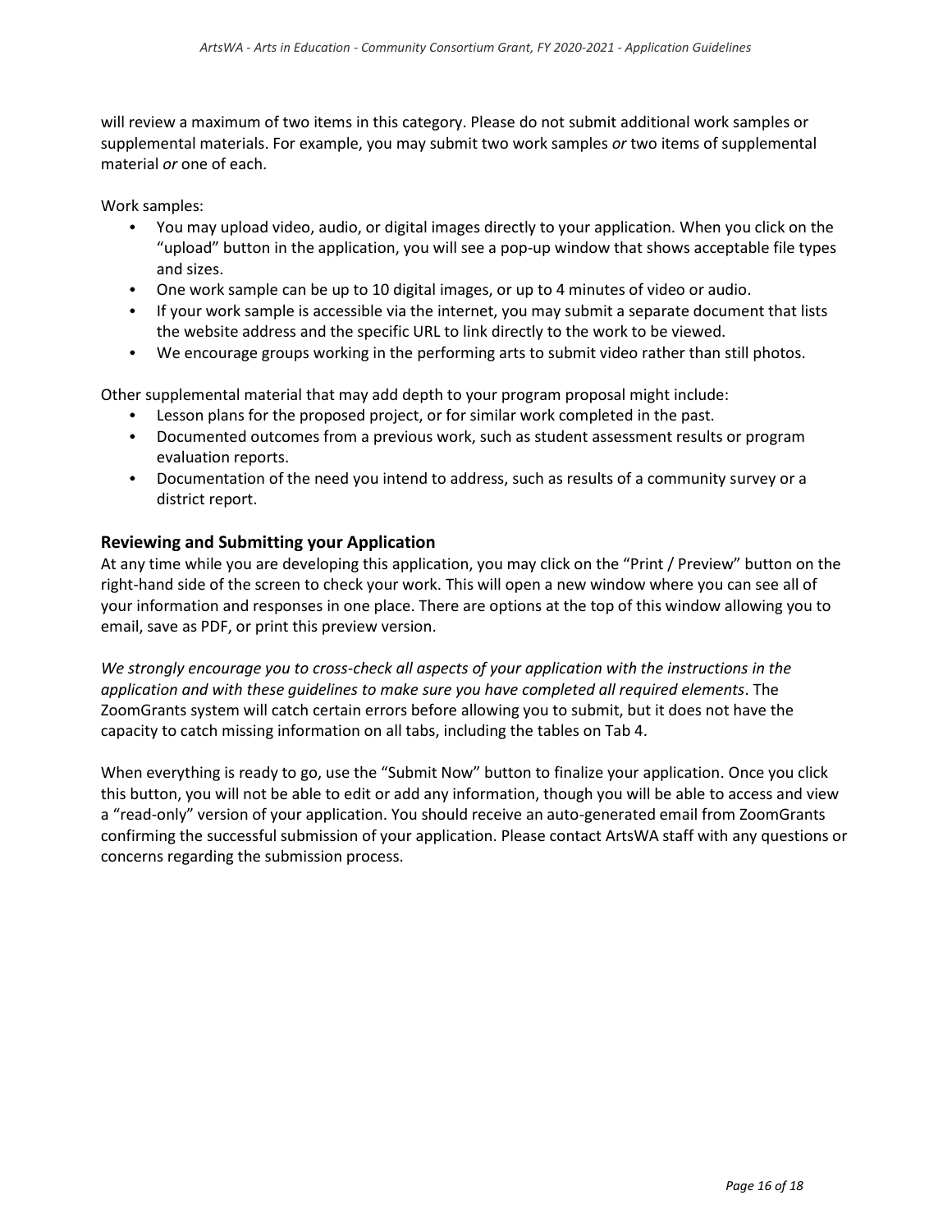will review a maximum of two items in this category. Please do not submit additional work samples or supplemental materials. For example, you may submit two work samples *or* two items of supplemental material *or* one of each.

Work samples:

- You may upload video, audio, or digital images directly to your application. When you click on the "upload" button in the application, you will see a pop-up window that shows acceptable file types and sizes.
- One work sample can be up to 10 digital images, or up to 4 minutes of video or audio.
- If your work sample is accessible via the internet, you may submit a separate document that lists the website address and the specific URL to link directly to the work to be viewed.
- We encourage groups working in the performing arts to submit video rather than still photos.

Other supplemental material that may add depth to your program proposal might include:

- Lesson plans for the proposed project, or for similar work completed in the past.
- Documented outcomes from a previous work, such as student assessment results or program evaluation reports.
- Documentation of the need you intend to address, such as results of a community survey or a district report.

### Reviewing and Submitting your Application

At any time while you are developing this application, you may click on the "Print / Preview" button on the right-hand side of the screen to check your work. This will open a new window where you can see all of your information and responses in one place. There are options at the top of this window allowing you to email, save as PDF, or print this preview version.

*We strongly encourage you to cross-check all aspects of your application with the instructions in the application and with these guidelines to make sure you have completed all required elements*. The ZoomGrants system will catch certain errors before allowing you to submit, but it does not have the capacity to catch missing information on all tabs, including the tables on Tab 4.

When everything is ready to go, use the "Submit Now" button to finalize your application. Once you click this button, you will not be able to edit or add any information, though you will be able to access and view a "read-only" version of your application. You should receive an auto-generated email from ZoomGrants confirming the successful submission of your application. Please contact ArtsWA staff with any questions or concerns regarding the submission process.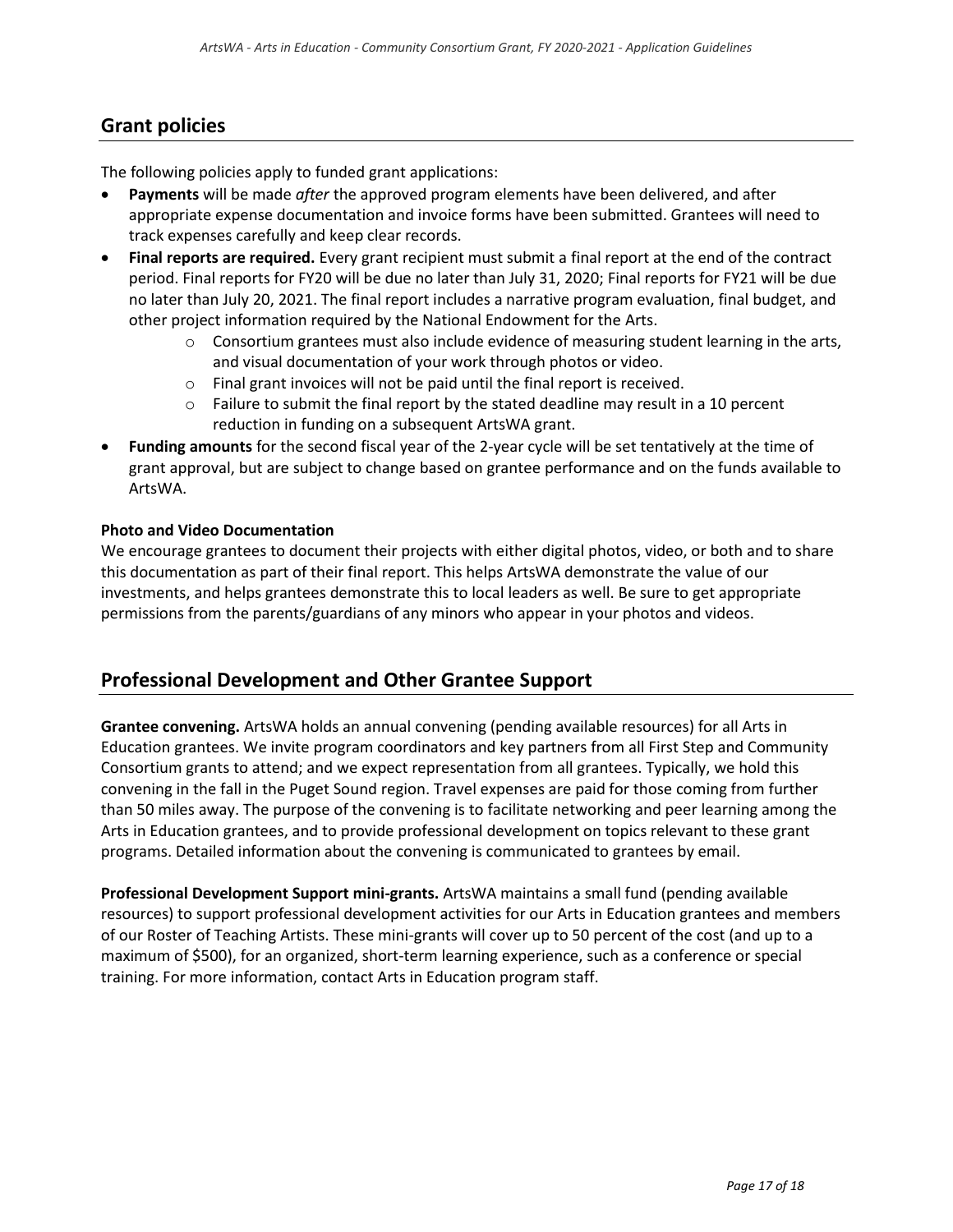## Grant policies

The following policies apply to funded grant applications:

- **Payments** will be made *after* the approved program elements have been delivered, and after appropriate expense documentation and invoice forms have been submitted. Grantees will need to track expenses carefully and keep clear records.
- **Final reports are required.** Every grant recipient must submit a final report at the end of the contract period. Final reports for FY20 will be due no later than July 31, 2020; Final reports for FY21 will be due no later than July 20, 2021. The final report includes a narrative program evaluation, final budget, and other project information required by the National Endowment for the Arts.
  - Consortium grantees must also include evidence of measuring student learning in the arts, and visual documentation of your work through photos or video.
  - Final grant invoices will not be paid until the final report is received.
  - Failure to submit the final report by the stated deadline may result in a 10 percent reduction in funding on a subsequent ArtsWA grant.
- **Funding amounts** for the second fiscal year of the 2-year cycle will be set tentatively at the time of grant approval, but are subject to change based on grantee performance and on the funds available to ArtsWA.

**Photo and Video Documentation**

We encourage grantees to document their projects with either digital photos, video, or both and to share this documentation as part of their final report. This helps ArtsWA demonstrate the value of our investments, and helps grantees demonstrate this to local leaders as well. Be sure to get appropriate permissions from the parents/guardians of any minors who appear in your photos and videos.

## Professional Development and Other Grantee Support

**Grantee convening.** ArtsWA holds an annual convening (pending available resources) for all Arts in Education grantees. We invite program coordinators and key partners from all First Step and Community Consortium grants to attend; and we expect representation from all grantees. Typically, we hold this convening in the fall in the Puget Sound region. Travel expenses are paid for those coming from further than 50 miles away. The purpose of the convening is to facilitate networking and peer learning among the Arts in Education grantees, and to provide professional development on topics relevant to these grant programs. Detailed information about the convening is communicated to grantees by email.

**Professional Development Support mini-grants.** ArtsWA maintains a small fund (pending available resources) to support professional development activities for our Arts in Education grantees and members of our Roster of Teaching Artists. These mini-grants will cover up to 50 percent of the cost (and up to a maximum of $500), for an organized, short-term learning experience, such as a conference or special training. For more information, contact Arts in Education program staff.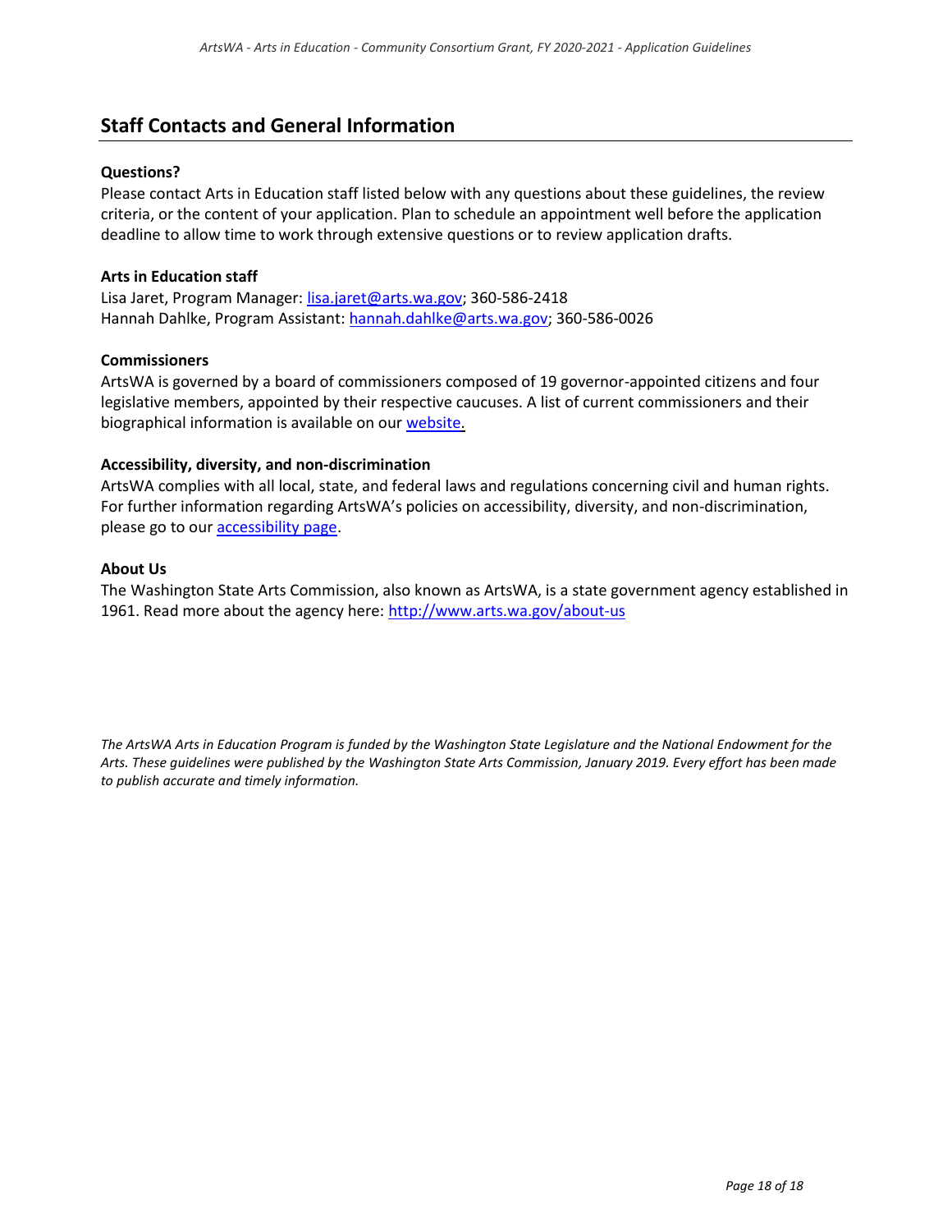## Staff Contacts and General Information

### Questions?

Please contact Arts in Education staff listed below with any questions about these guidelines, the review criteria, or the content of your application. Plan to schedule an appointment well before the application deadline to allow time to work through extensive questions or to review application drafts.

### Arts in Education staff

Lisa Jaret, Program Manager: [lisa.jaret@arts.wa.gov](mailto:lisa.jaret@arts.wa.gov); 360-586-2418
Hannah Dahlke, Program Assistant: [hannah.dahlke@arts.wa.gov](mailto:hannah.dahlke@arts.wa.gov); 360-586-0026

### Commissioners

ArtsWA is governed by a board of commissioners composed of 19 governor-appointed citizens and four legislative members, appointed by their respective caucuses. A list of current commissioners and their biographical information is available on our website.

### Accessibility, diversity, and non-discrimination

ArtsWA complies with all local, state, and federal laws and regulations concerning civil and human rights. For further information regarding ArtsWA's policies on accessibility, diversity, and non-discrimination, please go to our accessibility page.

### About Us

The Washington State Arts Commission, also known as ArtsWA, is a state government agency established in 1961. Read more about the agency here: http://www.arts.wa.gov/about-us

*The ArtsWA Arts in Education Program is funded by the Washington State Legislature and the National Endowment for the Arts. These guidelines were published by the Washington State Arts Commission, January 2019. Every effort has been made to publish accurate and timely information.*